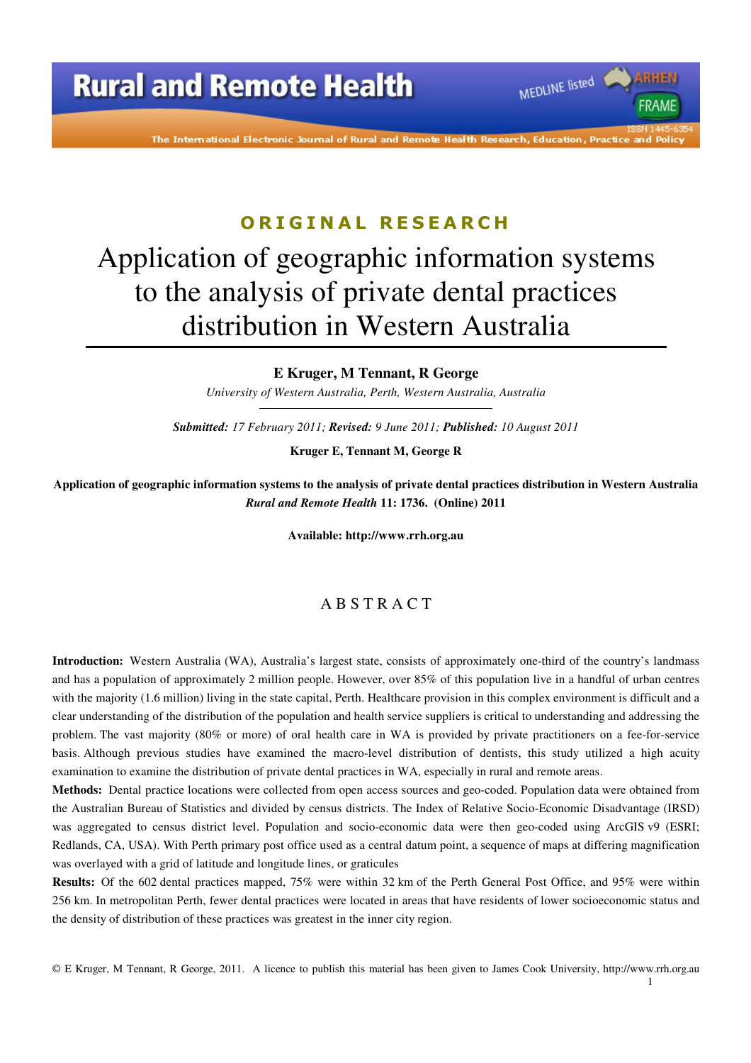ORIGINAL RESEARCH

# Application of geographic information systems to the analysis of private dental practices distribution in Western Australia

**E Kruger, M Tennant, R George**

*University of Western Australia, Perth, Western Australia, Australia*

***Submitted:*** *17 February 2011;* ***Revised:*** *9 June 2011;* ***Published:*** *10 August 2011*

**Kruger E, Tennant M, George R**

**Application of geographic information systems to the analysis of private dental practices distribution in Western Australia** ***Rural and Remote Health*** **11: 1736. (Online) 2011**

**Available: http://www.rrh.org.au**

## ABSTRACT

**Introduction:** Western Australia (WA), Australia's largest state, consists of approximately one-third of the country's landmass and has a population of approximately 2 million people. However, over 85% of this population live in a handful of urban centres with the majority (1.6 million) living in the state capital, Perth. Healthcare provision in this complex environment is difficult and a clear understanding of the distribution of the population and health service suppliers is critical to understanding and addressing the problem. The vast majority (80% or more) of oral health care in WA is provided by private practitioners on a fee-for-service basis. Although previous studies have examined the macro-level distribution of dentists, this study utilized a high acuity examination to examine the distribution of private dental practices in WA, especially in rural and remote areas.

**Methods:** Dental practice locations were collected from open access sources and geo-coded. Population data were obtained from the Australian Bureau of Statistics and divided by census districts. The Index of Relative Socio-Economic Disadvantage (IRSD) was aggregated to census district level. Population and socio-economic data were then geo-coded using ArcGIS v9 (ESRI; Redlands, CA, USA). With Perth primary post office used as a central datum point, a sequence of maps at differing magnification was overlayed with a grid of latitude and longitude lines, or graticules

**Results:** Of the 602 dental practices mapped, 75% were within 32 km of the Perth General Post Office, and 95% were within 256 km. In metropolitan Perth, fewer dental practices were located in areas that have residents of lower socioeconomic status and the density of distribution of these practices was greatest in the inner city region.

© E Kruger, M Tennant, R George, 2011. A licence to publish this material has been given to James Cook University, http://www.rrh.org.au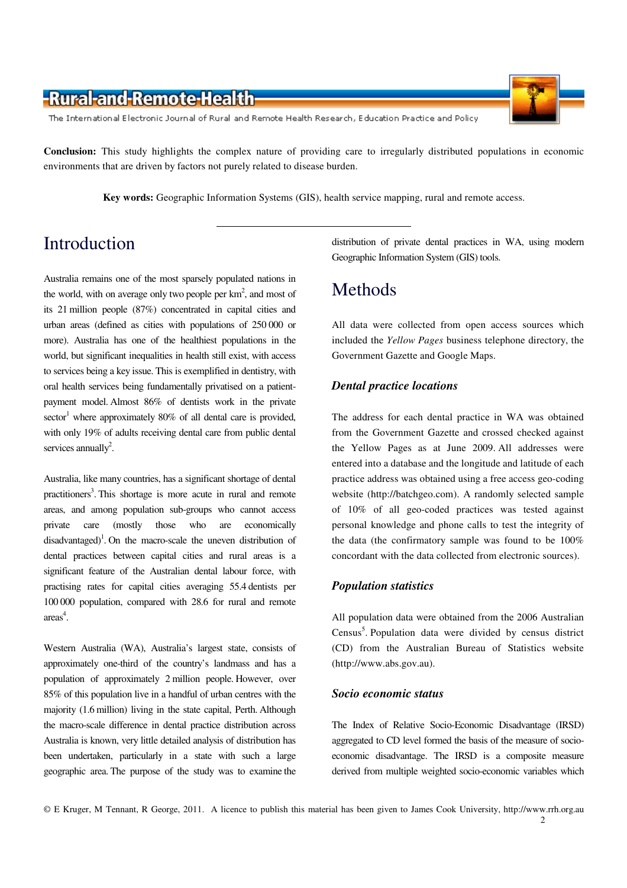**Conclusion:** This study highlights the complex nature of providing care to irregularly distributed populations in economic environments that are driven by factors not purely related to disease burden.

**Key words:** Geographic Information Systems (GIS), health service mapping, rural and remote access.

## Introduction

Australia remains one of the most sparsely populated nations in the world, with on average only two people per km$^2$, and most of its 21 million people (87%) concentrated in capital cities and urban areas (defined as cities with populations of 250 000 or more). Australia has one of the healthiest populations in the world, but significant inequalities in health still exist, with access to services being a key issue. This is exemplified in dentistry, with oral health services being fundamentally privatised on a patient-payment model. Almost 86% of dentists work in the private sector[1] where approximately 80% of all dental care is provided, with only 19% of adults receiving dental care from public dental services annually[2].

Australia, like many countries, has a significant shortage of dental practitioners[3]. This shortage is more acute in rural and remote areas, and among population sub-groups who cannot access private care (mostly those who are economically disadvantaged)[1]. On the macro-scale the uneven distribution of dental practices between capital cities and rural areas is a significant feature of the Australian dental labour force, with practising rates for capital cities averaging 55.4 dentists per 100 000 population, compared with 28.6 for rural and remote areas[4].

Western Australia (WA), Australia's largest state, consists of approximately one-third of the country's landmass and has a population of approximately 2 million people. However, over 85% of this population live in a handful of urban centres with the majority (1.6 million) living in the state capital, Perth. Although the macro-scale difference in dental practice distribution across Australia is known, very little detailed analysis of distribution has been undertaken, particularly in a state with such a large geographic area. The purpose of the study was to examine the distribution of private dental practices in WA, using modern Geographic Information System (GIS) tools.

## Methods

All data were collected from open access sources which included the *Yellow Pages* business telephone directory, the Government Gazette and Google Maps.

### *Dental practice locations*

The address for each dental practice in WA was obtained from the Government Gazette and crossed checked against the Yellow Pages as at June 2009. All addresses were entered into a database and the longitude and latitude of each practice address was obtained using a free access geo-coding website (http://batchgeo.com). A randomly selected sample of 10% of all geo-coded practices was tested against personal knowledge and phone calls to test the integrity of the data (the confirmatory sample was found to be 100% concordant with the data collected from electronic sources).

### *Population statistics*

All population data were obtained from the 2006 Australian Census[5]. Population data were divided by census district (CD) from the Australian Bureau of Statistics website (http://www.abs.gov.au).

### *Socio economic status*

The Index of Relative Socio-Economic Disadvantage (IRSD) aggregated to CD level formed the basis of the measure of socio-economic disadvantage. The IRSD is a composite measure derived from multiple weighted socio-economic variables which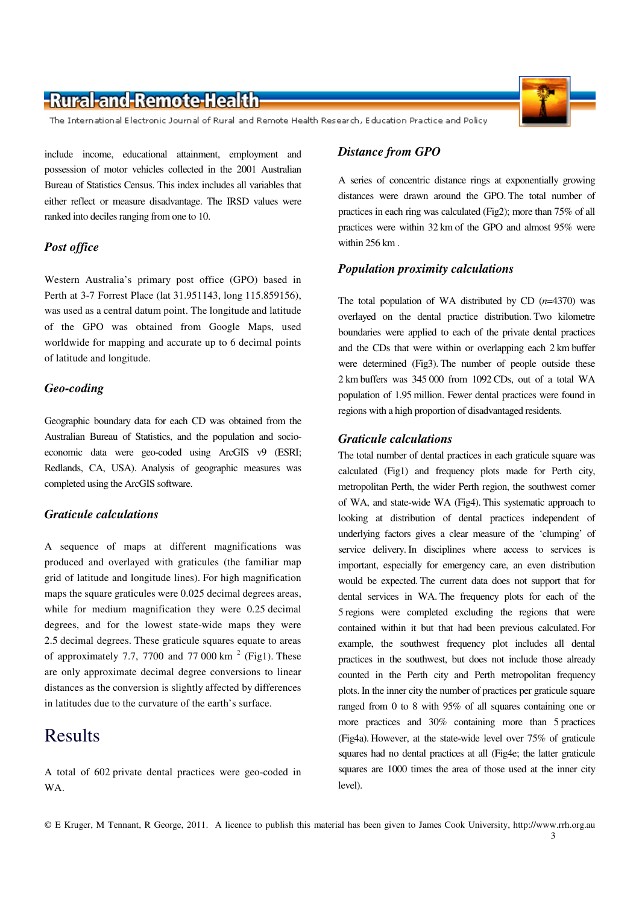include income, educational attainment, employment and possession of motor vehicles collected in the 2001 Australian Bureau of Statistics Census. This index includes all variables that either reflect or measure disadvantage. The IRSD values were ranked into deciles ranging from one to 10.

### *Post office*

Western Australia's primary post office (GPO) based in Perth at 3-7 Forrest Place (lat 31.951143, long 115.859156), was used as a central datum point. The longitude and latitude of the GPO was obtained from Google Maps, used worldwide for mapping and accurate up to 6 decimal points of latitude and longitude.

### *Geo-coding*

Geographic boundary data for each CD was obtained from the Australian Bureau of Statistics, and the population and socio-economic data were geo-coded using ArcGIS v9 (ESRI; Redlands, CA, USA). Analysis of geographic measures was completed using the ArcGIS software.

### *Graticule calculations*

A sequence of maps at different magnifications was produced and overlayed with graticules (the familiar map grid of latitude and longitude lines). For high magnification maps the square graticules were 0.025 decimal degrees areas, while for medium magnification they were 0.25 decimal degrees, and for the lowest state-wide maps they were 2.5 decimal degrees. These graticule squares equate to areas of approximately 7.7, 7700 and 77 000 km $^{2}$ (Fig1). These are only approximate decimal degree conversions to linear distances as the conversion is slightly affected by differences in latitudes due to the curvature of the earth's surface.

## Results

A total of 602 private dental practices were geo-coded in WA.

### *Distance from GPO*

A series of concentric distance rings at exponentially growing distances were drawn around the GPO. The total number of practices in each ring was calculated (Fig2); more than 75% of all practices were within 32 km of the GPO and almost 95% were within 256 km .

### *Population proximity calculations*

The total population of WA distributed by CD (*n*=4370) was overlayed on the dental practice distribution. Two kilometre boundaries were applied to each of the private dental practices and the CDs that were within or overlapping each 2 km buffer were determined (Fig3). The number of people outside these 2 km buffers was 345 000 from 1092 CDs, out of a total WA population of 1.95 million. Fewer dental practices were found in regions with a high proportion of disadvantaged residents.

### *Graticule calculations*

The total number of dental practices in each graticule square was calculated (Fig1) and frequency plots made for Perth city, metropolitan Perth, the wider Perth region, the southwest corner of WA, and state-wide WA (Fig4). This systematic approach to looking at distribution of dental practices independent of underlying factors gives a clear measure of the 'clumping' of service delivery. In disciplines where access to services is important, especially for emergency care, an even distribution would be expected. The current data does not support that for dental services in WA. The frequency plots for each of the 5 regions were completed excluding the regions that were contained within it but that had been previous calculated. For example, the southwest frequency plot includes all dental practices in the southwest, but does not include those already counted in the Perth city and Perth metropolitan frequency plots. In the inner city the number of practices per graticule square ranged from 0 to 8 with 95% of all squares containing one or more practices and 30% containing more than 5 practices (Fig4a). However, at the state-wide level over 75% of graticule squares had no dental practices at all (Fig4e; the latter graticule squares are 1000 times the area of those used at the inner city level).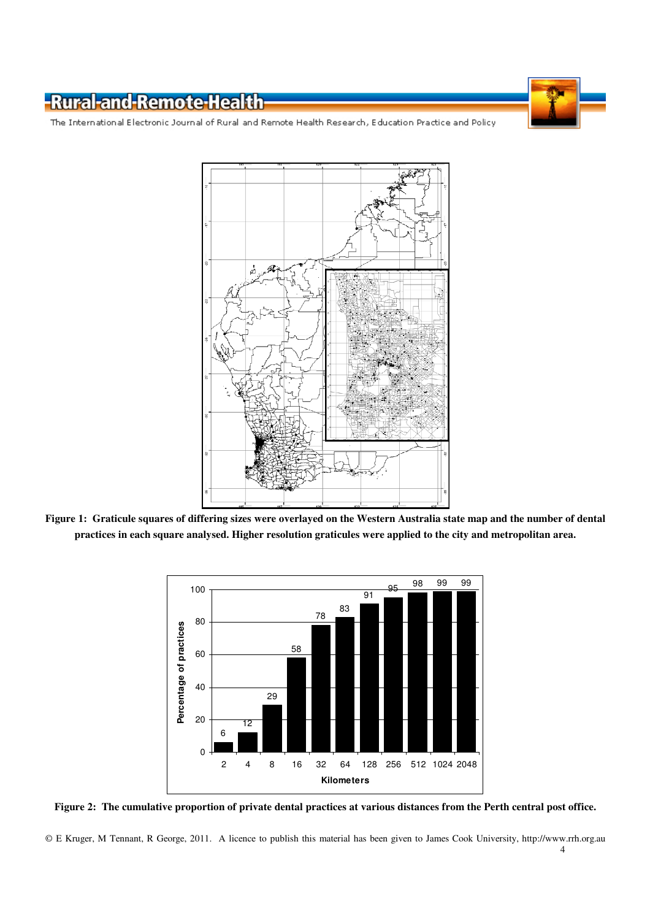**Figure 1: Graticule squares of differing sizes were overlayed on the Western Australia state map and the number of dental practices in each square analysed. Higher resolution graticules were applied to the city and metropolitan area.**

**Figure 2: The cumulative proportion of private dental practices at various distances from the Perth central post office.**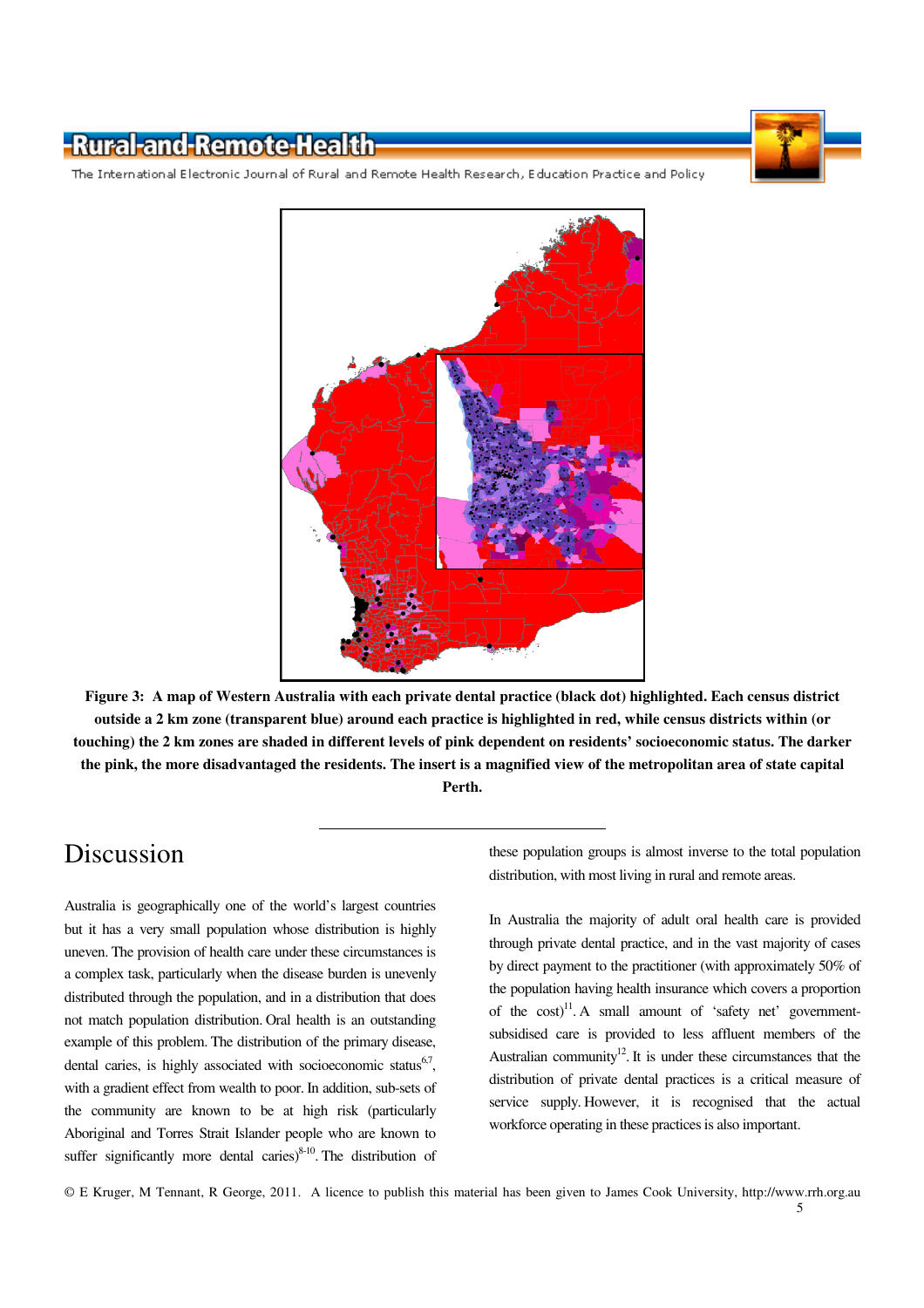**Figure 3: A map of Western Australia with each private dental practice (black dot) highlighted. Each census district outside a 2 km zone (transparent blue) around each practice is highlighted in red, while census districts within (or touching) the 2 km zones are shaded in different levels of pink dependent on residents' socioeconomic status. The darker the pink, the more disadvantaged the residents. The insert is a magnified view of the metropolitan area of state capital Perth.**

## Discussion

Australia is geographically one of the world's largest countries but it has a very small population whose distribution is highly uneven. The provision of health care under these circumstances is a complex task, particularly when the disease burden is unevenly distributed through the population, and in a distribution that does not match population distribution. Oral health is an outstanding example of this problem. The distribution of the primary disease, dental caries, is highly associated with socioeconomic status[6,7], with a gradient effect from wealth to poor. In addition, sub-sets of the community are known to be at high risk (particularly Aboriginal and Torres Strait Islander people who are known to suffer significantly more dental caries)[8-10]. The distribution of these population groups is almost inverse to the total population distribution, with most living in rural and remote areas.

In Australia the majority of adult oral health care is provided through private dental practice, and in the vast majority of cases by direct payment to the practitioner (with approximately 50% of the population having health insurance which covers a proportion of the cost)[11]. A small amount of 'safety net' government-subsidised care is provided to less affluent members of the Australian community[12]. It is under these circumstances that the distribution of private dental practices is a critical measure of service supply. However, it is recognised that the actual workforce operating in these practices is also important.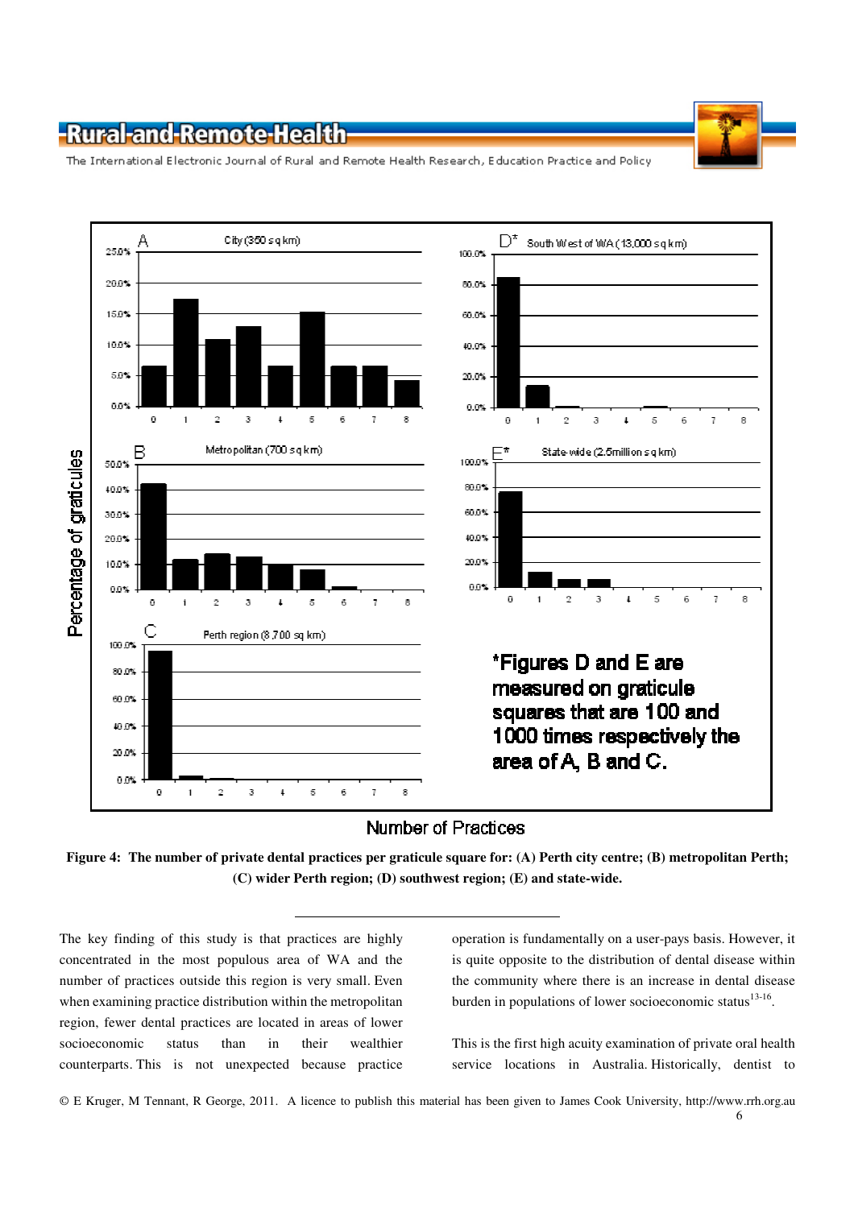**Figure 4: The number of private dental practices per graticule square for: (A) Perth city centre; (B) metropolitan Perth; (C) wider Perth region; (D) southwest region; (E) and state-wide.**

The key finding of this study is that practices are highly concentrated in the most populous area of WA and the number of practices outside this region is very small. Even when examining practice distribution within the metropolitan region, fewer dental practices are located in areas of lower socioeconomic status than in their wealthier counterparts. This is not unexpected because practice operation is fundamentally on a user-pays basis. However, it is quite opposite to the distribution of dental disease within the community where there is an increase in dental disease burden in populations of lower socioeconomic status[13-16].

This is the first high acuity examination of private oral health service locations in Australia. Historically, dentist to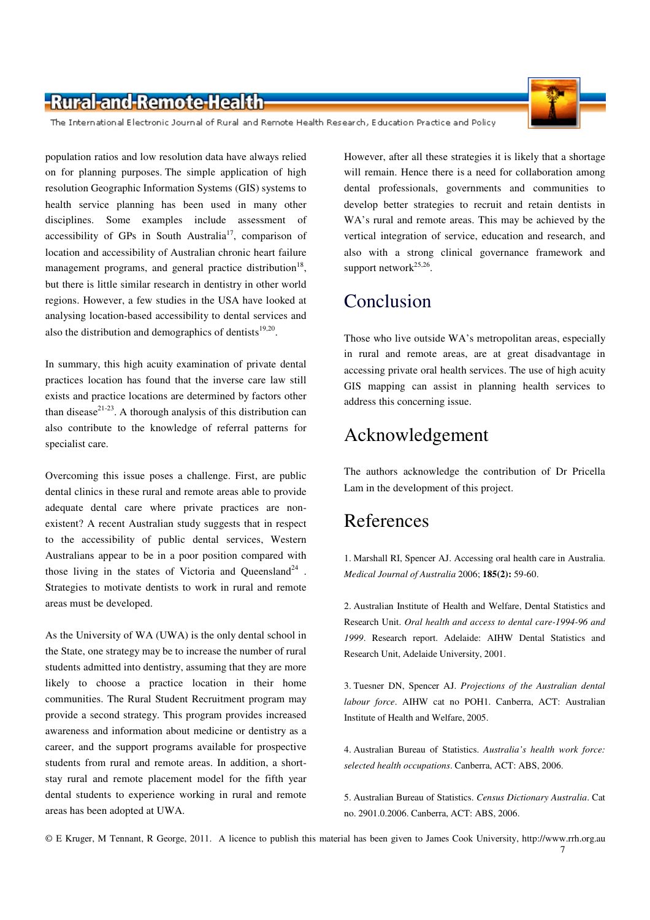population ratios and low resolution data have always relied on for planning purposes. The simple application of high resolution Geographic Information Systems (GIS) systems to health service planning has been used in many other disciplines. Some examples include assessment of accessibility of GPs in South Australia[17], comparison of location and accessibility of Australian chronic heart failure management programs, and general practice distribution[18], but there is little similar research in dentistry in other world regions. However, a few studies in the USA have looked at analysing location-based accessibility to dental services and also the distribution and demographics of dentists[19,20].

In summary, this high acuity examination of private dental practices location has found that the inverse care law still exists and practice locations are determined by factors other than disease[21-23]. A thorough analysis of this distribution can also contribute to the knowledge of referral patterns for specialist care.

Overcoming this issue poses a challenge. First, are public dental clinics in these rural and remote areas able to provide adequate dental care where private practices are non-existent? A recent Australian study suggests that in respect to the accessibility of public dental services, Western Australians appear to be in a poor position compared with those living in the states of Victoria and Queensland[24]. Strategies to motivate dentists to work in rural and remote areas must be developed.

As the University of WA (UWA) is the only dental school in the State, one strategy may be to increase the number of rural students admitted into dentistry, assuming that they are more likely to choose a practice location in their home communities. The Rural Student Recruitment program may provide a second strategy. This program provides increased awareness and information about medicine or dentistry as a career, and the support programs available for prospective students from rural and remote areas. In addition, a short-stay rural and remote placement model for the fifth year dental students to experience working in rural and remote areas has been adopted at UWA.

However, after all these strategies it is likely that a shortage will remain. Hence there is a need for collaboration among dental professionals, governments and communities to develop better strategies to recruit and retain dentists in WA's rural and remote areas. This may be achieved by the vertical integration of service, education and research, and also with a strong clinical governance framework and support network[25,26].

# Conclusion

Those who live outside WA's metropolitan areas, especially in rural and remote areas, are at great disadvantage in accessing private oral health services. The use of high acuity GIS mapping can assist in planning health services to address this concerning issue.

# Acknowledgement

The authors acknowledge the contribution of Dr Pricella Lam in the development of this project.

# References

1. Marshall RI, Spencer AJ. Accessing oral health care in Australia. *Medical Journal of Australia* 2006; **185(2):** 59-60.

2. Australian Institute of Health and Welfare, Dental Statistics and Research Unit. *Oral health and access to dental care-1994-96 and 1999*. Research report. Adelaide: AIHW Dental Statistics and Research Unit, Adelaide University, 2001.

3. Tuesner DN, Spencer AJ. *Projections of the Australian dental labour force*. AIHW cat no POH1. Canberra, ACT: Australian Institute of Health and Welfare, 2005.

4. Australian Bureau of Statistics. *Australia's health work force: selected health occupations*. Canberra, ACT: ABS, 2006.

5. Australian Bureau of Statistics. *Census Dictionary Australia*. Cat no. 2901.0.2006. Canberra, ACT: ABS, 2006.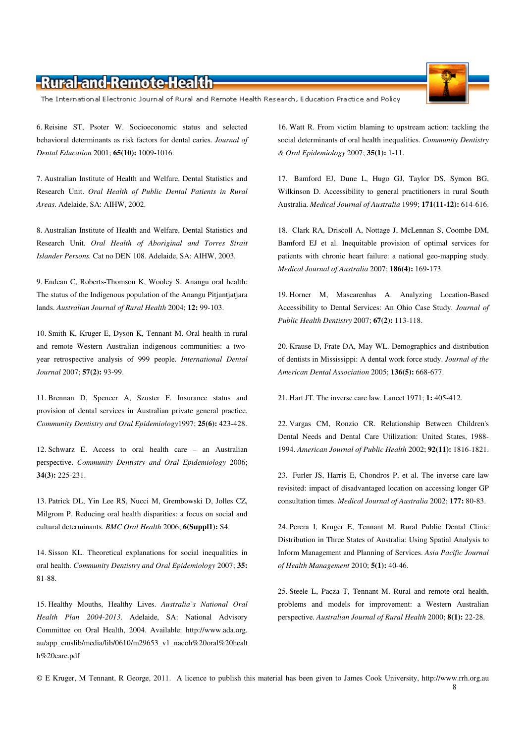6. Reisine ST, Psoter W. Socioeconomic status and selected behavioral determinants as risk factors for dental caries. *Journal of Dental Education* 2001; **65(10):** 1009-1016.

7. Australian Institute of Health and Welfare, Dental Statistics and Research Unit. *Oral Health of Public Dental Patients in Rural Areas*. Adelaide, SA: AIHW, 2002.

8. Australian Institute of Health and Welfare, Dental Statistics and Research Unit. *Oral Health of Aboriginal and Torres Strait Islander Persons.* Cat no DEN 108. Adelaide, SA: AIHW, 2003.

9. Endean C, Roberts-Thomson K, Wooley S. Anangu oral health: The status of the Indigenous population of the Anangu Pitjantjatjara lands. *Australian Journal of Rural Health* 2004; **12:** 99-103.

10. Smith K, Kruger E, Dyson K, Tennant M. Oral health in rural and remote Western Australian indigenous communities: a two-year retrospective analysis of 999 people. *International Dental Journal* 2007; **57(2):** 93-99.

11. Brennan D, Spencer A, Szuster F. Insurance status and provision of dental services in Australian private general practice. *Community Dentistry and Oral Epidemiology* 1997; **25(6):** 423-428.

12. Schwarz E. Access to oral health care – an Australian perspective. *Community Dentistry and Oral Epidemiology* 2006; **34(3):** 225-231.

13. Patrick DL, Yin Lee RS, Nucci M, Grembowski D, Jolles CZ, Milgrom P. Reducing oral health disparities: a focus on social and cultural determinants. *BMC Oral Health* 2006; **6(Suppl1):** S4.

14. Sisson KL. Theoretical explanations for social inequalities in oral health. *Community Dentistry and Oral Epidemiology* 2007; **35:** 81-88.

15. Healthy Mouths, Healthy Lives. *Australia's National Oral Health Plan 2004-2013*. Adelaide, SA: National Advisory Committee on Oral Health, 2004. Available: http://www.ada.org.au/app_cmslib/media/lib/0610/m29653_v1_nacoh%20oral%20health%20care.pdf

16. Watt R. From victim blaming to upstream action: tackling the social determinants of oral health inequalities. *Community Dentistry & Oral Epidemiology* 2007; **35(1):** 1-11.

17. Bamford EJ, Dune L, Hugo GJ, Taylor DS, Symon BG, Wilkinson D. Accessibility to general practitioners in rural South Australia. *Medical Journal of Australia* 1999; **171(11-12):** 614-616.

18. Clark RA, Driscoll A, Nottage J, McLennan S, Coombe DM, Bamford EJ et al. Inequitable provision of optimal services for patients with chronic heart failure: a national geo-mapping study. *Medical Journal of Australia* 2007; **186(4):** 169-173.

19. Horner M, Mascarenhas A. Analyzing Location-Based Accessibility to Dental Services: An Ohio Case Study. *Journal of Public Health Dentistry* 2007; **67(2):** 113-118.

20. Krause D, Frate DA, May WL. Demographics and distribution of dentists in Mississippi: A dental work force study. *Journal of the American Dental Association* 2005; **136(5):** 668-677.

21. Hart JT. The inverse care law. Lancet 1971; **1:** 405-412.

22. Vargas CM, Ronzio CR. Relationship Between Children's Dental Needs and Dental Care Utilization: United States, 1988-1994. *American Journal of Public Health* 2002; **92(11):** 1816-1821.

23. Furler JS, Harris E, Chondros P, et al. The inverse care law revisited: impact of disadvantaged location on accessing longer GP consultation times. *Medical Journal of Australia* 2002; **177:** 80-83.

24. Perera I, Kruger E, Tennant M. Rural Public Dental Clinic Distribution in Three States of Australia: Using Spatial Analysis to Inform Management and Planning of Services. *Asia Pacific Journal of Health Management* 2010; **5(1):** 40-46.

25. Steele L, Pacza T, Tennant M. Rural and remote oral health, problems and models for improvement: a Western Australian perspective. *Australian Journal of Rural Health* 2000; **8(1):** 22-28.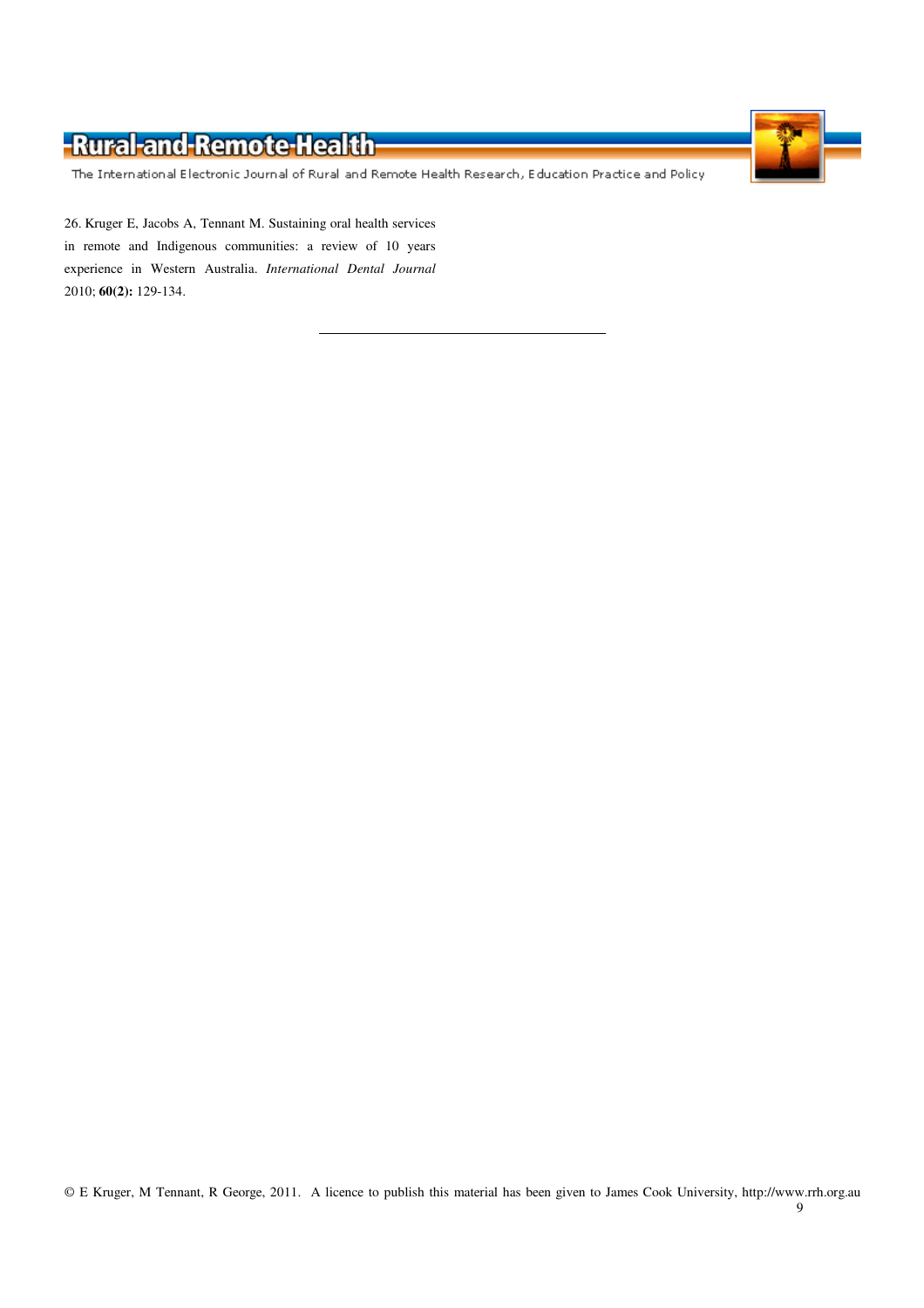26. Kruger E, Jacobs A, Tennant M. Sustaining oral health services in remote and Indigenous communities: a review of 10 years experience in Western Australia. *International Dental Journal* 2010; **60(2):** 129-134.

---

© E Kruger, M Tennant, R George, 2011. A licence to publish this material has been given to James Cook University, http://www.rrh.org.au